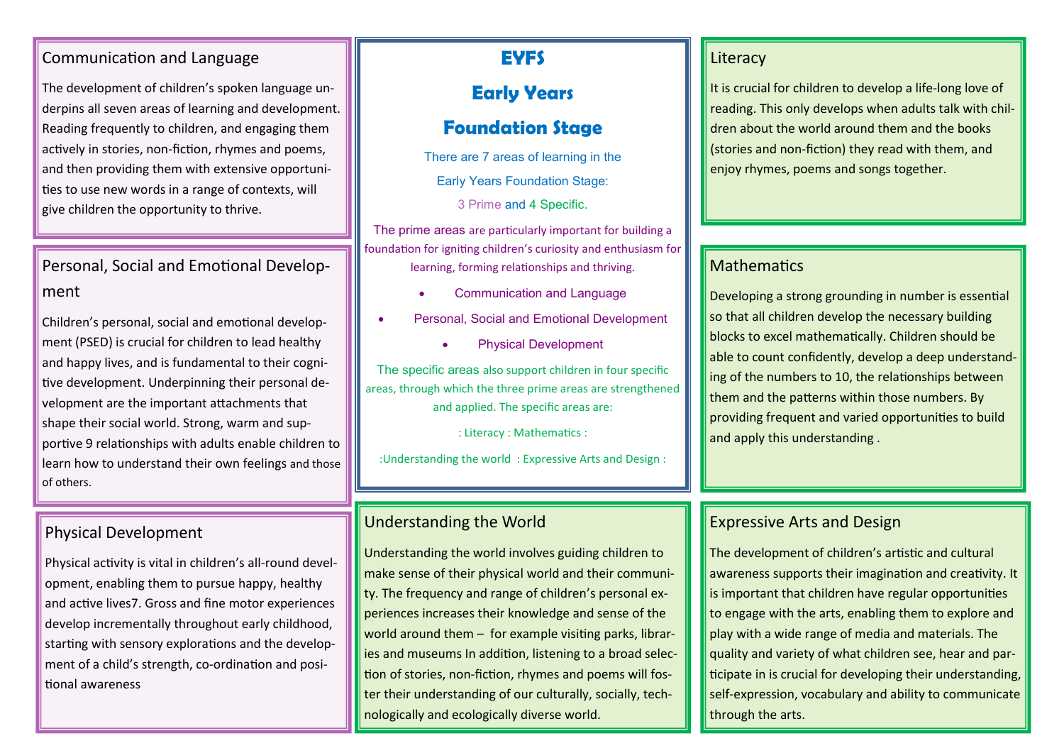# EYFS

# Early Years Foundation Stage

There are 7 areas of learning in the Early Years Foundation Stage:

3 Prime and 4 Specific.

The prime areas are particularly important for building a foundation for igniting children's curiosity and enthusiasm for learning, forming relationships and thriving.

- Communication and Language
- Personal, Social and Emotional Development
- Physical Development

The specific areas also support children in four specific areas, through which the three prime areas are strengthened and applied. The specific areas are:

: Literacy : Mathematics :

:Understanding the world : Expressive Arts and Design :

## Communication and Language

The development of children's spoken language underpins all seven areas of learning and development. Reading frequently to children, and engaging them actively in stories, non-fiction, rhymes and poems, and then providing them with extensive opportunities to use new words in a range of contexts, will give children the opportunity to thrive.

## Personal, Social and Emotional Development

Children's personal, social and emotional development (PSED) is crucial for children to lead healthy and happy lives, and is fundamental to their cognitive development. Underpinning their personal development are the important attachments that shape their social world. Strong, warm and supportive 9 relationships with adults enable children to learn how to understand their own feelings and those of others.

## Physical Development

Physical activity is vital in children's all-round development, enabling them to pursue happy, healthy and active lives7. Gross and fine motor experiences develop incrementally throughout early childhood, starting with sensory explorations and the development of a child's strength, co-ordination and positional awareness

## Understanding the World

Understanding the world involves guiding children to make sense of their physical world and their community. The frequency and range of children's personal experiences increases their knowledge and sense of the world around them – for example visiting parks, libraries and museums In addition, listening to a broad selection of stories, non-fiction, rhymes and poems will foster their understanding of our culturally, socially, technologically and ecologically diverse world.

## Literacy

It is crucial for children to develop a life-long love of reading. This only develops when adults talk with children about the world around them and the books (stories and non-fiction) they read with them, and enjoy rhymes, poems and songs together.

## Mathematics

Developing a strong grounding in number is essential so that all children develop the necessary building blocks to excel mathematically. Children should be able to count confidently, develop a deep understanding of the numbers to 10, the relationships between them and the patterns within those numbers. By providing frequent and varied opportunities to build and apply this understanding .

## Expressive Arts and Design

The development of children's artistic and cultural awareness supports their imagination and creativity. It is important that children have regular opportunities to engage with the arts, enabling them to explore and play with a wide range of media and materials. The quality and variety of what children see, hear and participate in is crucial for developing their understanding, self-expression, vocabulary and ability to communicate through the arts.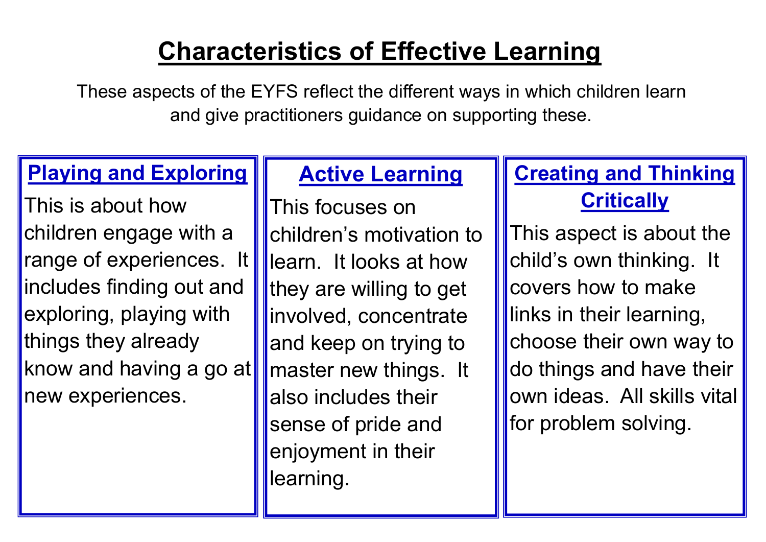# Characteristics of Effective Learning

These aspects of the EYFS reflect the different ways in which children learn and give practitioners guidance on supporting these.

## Playing and Exploring

This is about how children engage with a range of experiences. It includes finding out and exploring, playing with things they already know and having a go at new experiences.

## Active Learning

This focuses on children's motivation to learn. It looks at how they are willing to get involved, concentrate and keep on trying to master new things. It also includes their sense of pride and enjoyment in their learning.

## Creating and Thinking Critically

This aspect is about the child's own thinking. It covers how to make links in their learning, choose their own way to do things and have their own ideas. All skills vital for problem solving.